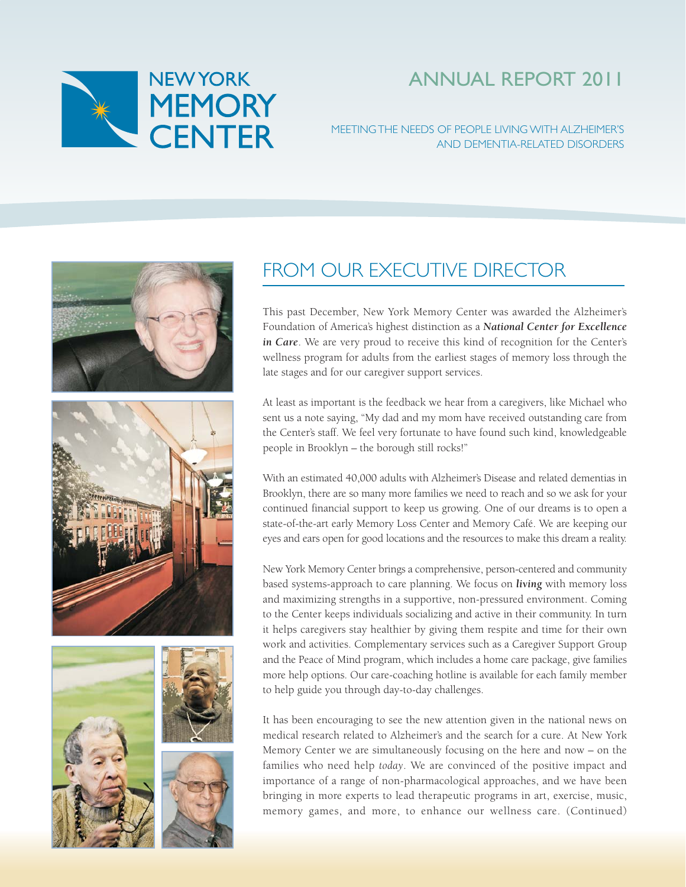# NEW YORK MEMORY CENTER

## ANNUAL REPORT 2011

MEETING THE NEEDS OF PEOPLE LIVING WITH ALZHEIMER'S AND DEMENTIA-RELATED DISORDERS

## FROM OUR EXECUTIVE DIRECTOR

This past December, New York Memory Center was awarded the Alzheimer's Foundation of America's highest distinction as a ***National Center for Excellence in Care***. We are very proud to receive this kind of recognition for the Center's wellness program for adults from the earliest stages of memory loss through the late stages and for our caregiver support services.

At least as important is the feedback we hear from a caregivers, like Michael who sent us a note saying, "My dad and my mom have received outstanding care from the Center's staff. We feel very fortunate to have found such kind, knowledgeable people in Brooklyn – the borough still rocks!"

With an estimated 40,000 adults with Alzheimer's Disease and related dementias in Brooklyn, there are so many more families we need to reach and so we ask for your continued financial support to keep us growing. One of our dreams is to open a state-of-the-art early Memory Loss Center and Memory Café. We are keeping our eyes and ears open for good locations and the resources to make this dream a reality.

New York Memory Center brings a comprehensive, person-centered and community based systems-approach to care planning. We focus on ***living*** with memory loss and maximizing strengths in a supportive, non-pressured environment. Coming to the Center keeps individuals socializing and active in their community. In turn it helps caregivers stay healthier by giving them respite and time for their own work and activities. Complementary services such as a Caregiver Support Group and the Peace of Mind program, which includes a home care package, give families more help options. Our care-coaching hotline is available for each family member to help guide you through day-to-day challenges.

It has been encouraging to see the new attention given in the national news on medical research related to Alzheimer's and the search for a cure. At New York Memory Center we are simultaneously focusing on the here and now – on the families who need help *today*. We are convinced of the positive impact and importance of a range of non-pharmacological approaches, and we have been bringing in more experts to lead therapeutic programs in art, exercise, music, memory games, and more, to enhance our wellness care. (Continued)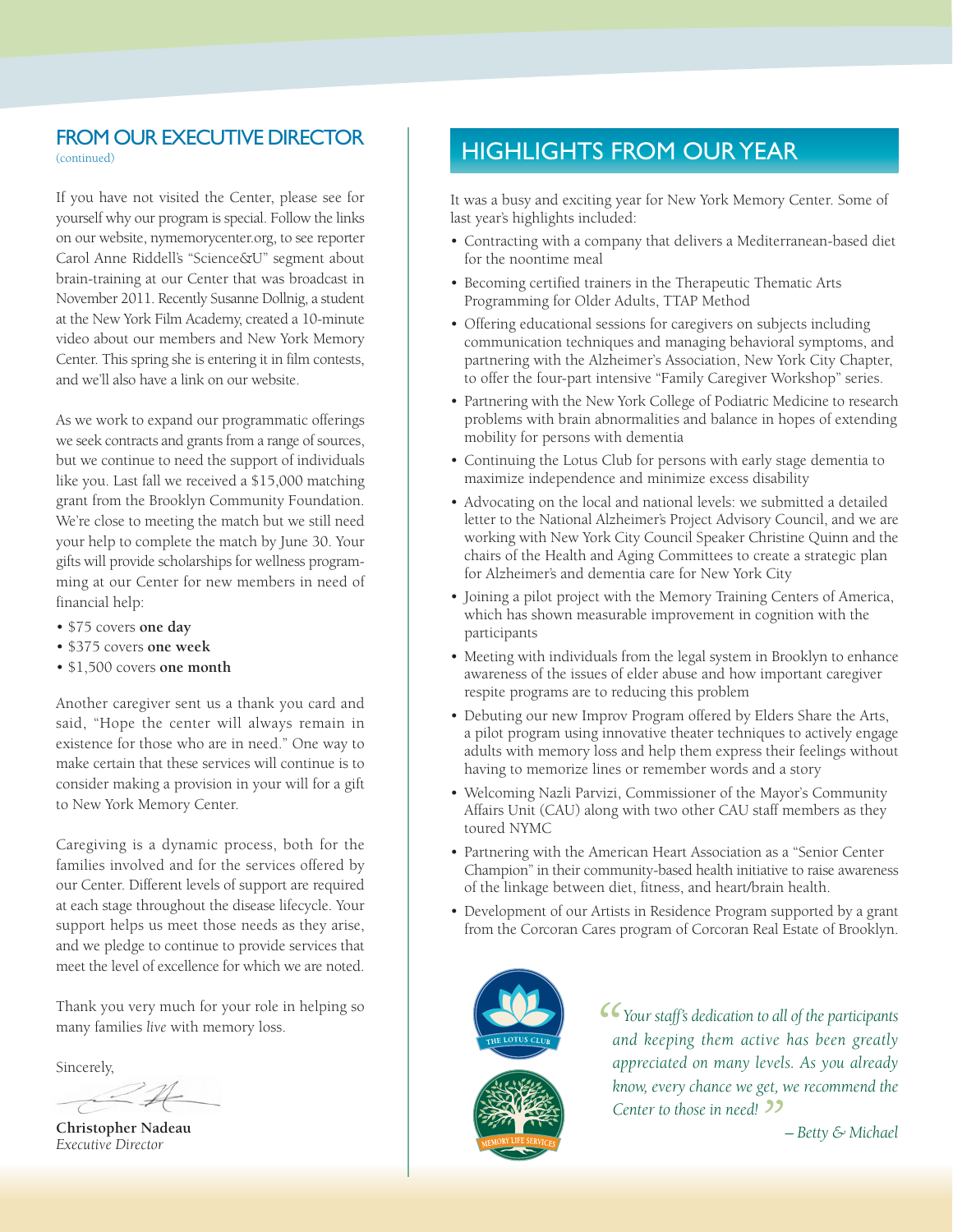## FROM OUR EXECUTIVE DIRECTOR

(continued)

If you have not visited the Center, please see for yourself why our program is special. Follow the links on our website, nymemorycenter.org, to see reporter Carol Anne Riddell's "Science&U" segment about brain-training at our Center that was broadcast in November 2011. Recently Susanne Dollnig, a student at the New York Film Academy, created a 10-minute video about our members and New York Memory Center. This spring she is entering it in film contests, and we'll also have a link on our website.

As we work to expand our programmatic offerings we seek contracts and grants from a range of sources, but we continue to need the support of individuals like you. Last fall we received a $15,000 matching grant from the Brooklyn Community Foundation. We're close to meeting the match but we still need your help to complete the match by June 30. Your gifts will provide scholarships for wellness programming at our Center for new members in need of financial help:

- $75 covers **one day**
- $375 covers **one week**
- $1,500 covers **one month**

Another caregiver sent us a thank you card and said, "Hope the center will always remain in existence for those who are in need." One way to make certain that these services will continue is to consider making a provision in your will for a gift to New York Memory Center.

Caregiving is a dynamic process, both for the families involved and for the services offered by our Center. Different levels of support are required at each stage throughout the disease lifecycle. Your support helps us meet those needs as they arise, and we pledge to continue to provide services that meet the level of excellence for which we are noted.

Thank you very much for your role in helping so many families *live* with memory loss.

Sincerely,

**Christopher Nadeau**
*Executive Director*

## HIGHLIGHTS FROM OUR YEAR

It was a busy and exciting year for New York Memory Center. Some of last year's highlights included:

- Contracting with a company that delivers a Mediterranean-based diet for the noontime meal
- Becoming certified trainers in the Therapeutic Thematic Arts Programming for Older Adults, TTAP Method
- Offering educational sessions for caregivers on subjects including communication techniques and managing behavioral symptoms, and partnering with the Alzheimer's Association, New York City Chapter, to offer the four-part intensive "Family Caregiver Workshop" series.
- Partnering with the New York College of Podiatric Medicine to research problems with brain abnormalities and balance in hopes of extending mobility for persons with dementia
- Continuing the Lotus Club for persons with early stage dementia to maximize independence and minimize excess disability
- Advocating on the local and national levels: we submitted a detailed letter to the National Alzheimer's Project Advisory Council, and we are working with New York City Council Speaker Christine Quinn and the chairs of the Health and Aging Committees to create a strategic plan for Alzheimer's and dementia care for New York City
- Joining a pilot project with the Memory Training Centers of America, which has shown measurable improvement in cognition with the participants
- Meeting with individuals from the legal system in Brooklyn to enhance awareness of the issues of elder abuse and how important caregiver respite programs are to reducing this problem
- Debuting our new Improv Program offered by Elders Share the Arts, a pilot program using innovative theater techniques to actively engage adults with memory loss and help them express their feelings without having to memorize lines or remember words and a story
- Welcoming Nazli Parvizi, Commissioner of the Mayor's Community Affairs Unit (CAU) along with two other CAU staff members as they toured NYMC
- Partnering with the American Heart Association as a "Senior Center Champion" in their community-based health initiative to raise awareness of the linkage between diet, fitness, and heart/brain health.
- Development of our Artists in Residence Program supported by a grant from the Corcoran Cares program of Corcoran Real Estate of Brooklyn.

THE LOTUS CLUB

MEMORY LIFE SERVICES

> *"Your staff's dedication to all of the participants and keeping them active has been greatly appreciated on many levels. As you already know, every chance we get, we recommend the Center to those in need!"*
>
> *– Betty & Michael*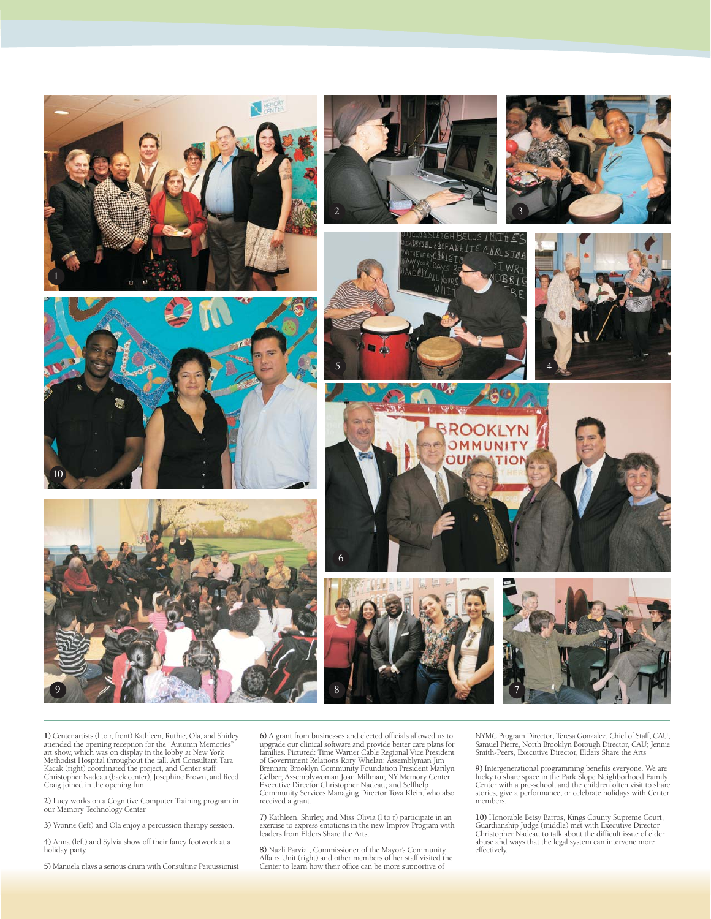**1)** Center artists (l to r, front) Kathleen, Ruthie, Ola, and Shirley attended the opening reception for the "Autumn Memories" art show, which was on display in the lobby at New York Methodist Hospital throughout the fall. Art Consultant Tara Kacak (right) coordinated the project, and Center staff Christopher Nadeau (back center), Josephine Brown, and Reed Craig joined in the opening fun.

**2)** Lucy works on a Cognitive Computer Training program in our Memory Technology Center.

**3)** Yvonne (left) and Ola enjoy a percussion therapy session.

**4)** Anna (left) and Sylvia show off their fancy footwork at a holiday party.

**5)** Manuela plays a serious drum with Consulting Percussionist

**6)** A grant from businesses and elected officials allowed us to upgrade our clinical software and provide better care plans for families. Pictured: Time Warner Cable Regional Vice President of Government Relations Rory Whelan; Assemblyman Jim Brennan; Brooklyn Community Foundation President Marilyn Gelber; Assemblywoman Joan Millman; NY Memory Center Executive Director Christopher Nadeau; and Selfhelp Community Services Managing Director Tova Klein, who also received a grant.

**7)** Kathleen, Shirley, and Miss Olivia (l to r) participate in an exercise to express emotions in the new Improv Program with leaders from Elders Share the Arts.

**8)** Nazli Parvizi, Commissioner of the Mayor's Community Affairs Unit (right) and other members of her staff visited the Center to learn how their office can be more supportive of NYMC Program Director; Teresa Gonzalez, Chief of Staff, CAU; Samuel Pierre, North Brooklyn Borough Director, CAU; Jennie Smith-Peers, Executive Director, Elders Share the Arts

**9)** Intergenerational programming benefits everyone. We are lucky to share space in the Park Slope Neighborhood Family Center with a pre-school, and the children often visit to share stories, give a performance, or celebrate holidays with Center members.

**10)** Honorable Betsy Barros, Kings County Supreme Court, Guardianship Judge (middle) met with Executive Director Christopher Nadeau to talk about the difficult issue of elder abuse and ways that the legal system can intervene more effectively.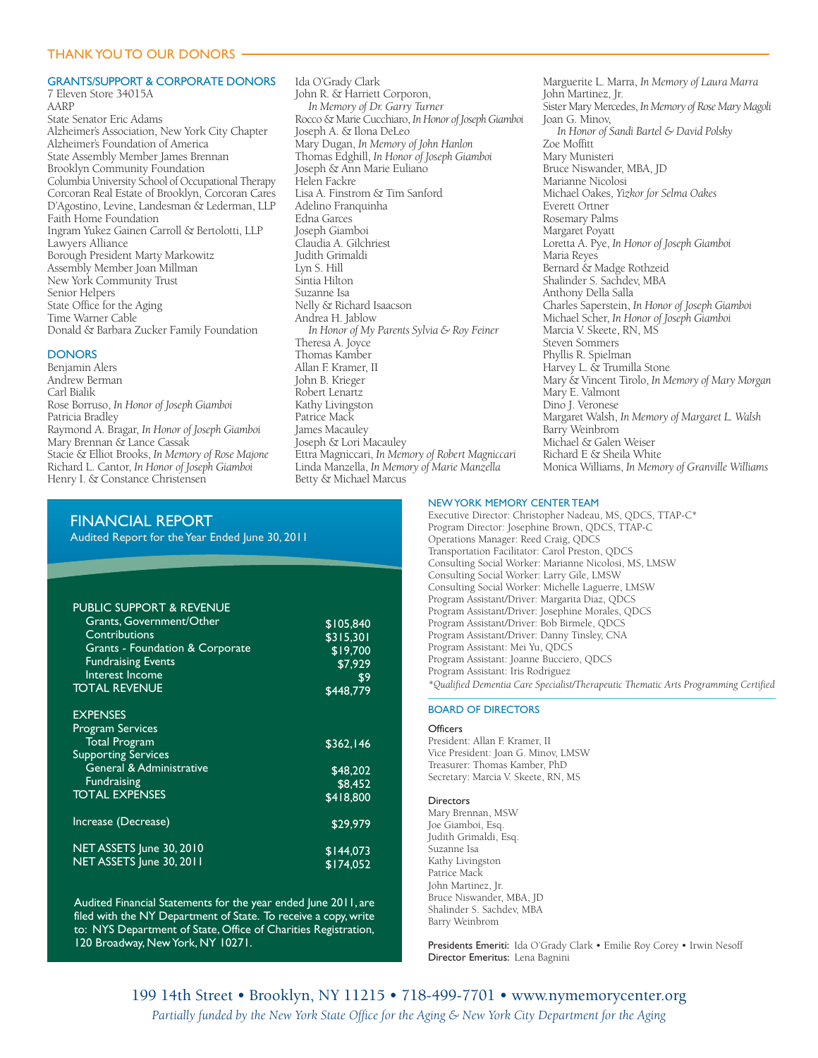## THANK YOU TO OUR DONORS

### GRANTS/SUPPORT & CORPORATE DONORS

7 Eleven Store 34015A
AARP
State Senator Eric Adams
Alzheimer's Association, New York City Chapter
Alzheimer's Foundation of America
State Assembly Member James Brennan
Brooklyn Community Foundation
Columbia University School of Occupational Therapy
Corcoran Real Estate of Brooklyn, Corcoran Cares
D'Agostino, Levine, Landesman & Lederman, LLP
Faith Home Foundation
Ingram Yukez Gainen Carroll & Bertolotti, LLP
Lawyers Alliance
Borough President Marty Markowitz
Assembly Member Joan Millman
New York Community Trust
Senior Helpers
State Office for the Aging
Time Warner Cable
Donald & Barbara Zucker Family Foundation

### DONORS

Benjamin Alers
Andrew Berman
Carl Bialik
Rose Borruso, *In Honor of Joseph Giamboi*
Patricia Bradley
Raymond A. Bragar, *In Honor of Joseph Giamboi*
Mary Brennan & Lance Cassak
Stacie & Elliot Brooks, *In Memory of Rose Majone*
Richard L. Cantor, *In Honor of Joseph Giamboi*
Henry I. & Constance Christensen
Ida O'Grady Clark
John R. & Harriett Corporon, *In Memory of Dr. Garry Turner*
Rocco & Marie Cucchiaro, *In Honor of Joseph Giamboi*
Joseph A. & Ilona DeLeo
Mary Dugan, *In Memory of John Hanlon*
Thomas Edghill, *In Honor of Joseph Giamboi*
Joseph & Ann Marie Euliano
Helen Fackre
Lisa A. Finstrom & Tim Sanford
Adelino Franquinha
Edna Garces
Joseph Giamboi
Claudia A. Gilchriest
Judith Grimaldi
Lyn S. Hill
Sintia Hilton
Suzanne Isa
Nelly & Richard Isaacson
Andrea H. Jablow, *In Honor of My Parents Sylvia & Roy Feiner*
Theresa A. Joyce
Thomas Kamber
Allan F. Kramer, II
John B. Krieger
Robert Lenartz
Kathy Livingston
Patrice Mack
James Macauley
Joseph & Lori Macauley
Ettra Magniccari, *In Memory of Robert Magniccari*
Linda Manzella, *In Memory of Marie Manzella*
Betty & Michael Marcus
Marguerite L. Marra, *In Memory of Laura Marra*
John Martinez, Jr.
Sister Mary Mercedes, *In Memory of Rose Mary Magoli*
Joan G. Minov, *In Honor of Sandi Bartel & David Polsky*
Zoe Moffitt
Mary Munisteri
Bruce Niswander, MBA, JD
Marianne Nicolosi
Michael Oakes, *Yizkor for Selma Oakes*
Everett Ortner
Rosemary Palms
Margaret Poyatt
Loretta A. Pye, *In Honor of Joseph Giamboi*
Maria Reyes
Bernard & Madge Rothzeid
Shalinder S. Sachdev, MBA
Anthony Della Salla
Charles Saperstein, *In Honor of Joseph Giamboi*
Michael Scher, *In Honor of Joseph Giamboi*
Marcia V. Skeete, RN, MS
Steven Sommers
Phyllis R. Spielman
Harvey L. & Trumilla Stone
Mary & Vincent Tirolo, *In Memory of Mary Morgan*
Mary E. Valmont
Dino J. Veronese
Margaret Walsh, *In Memory of Margaret L. Walsh*
Barry Weinbrom
Michael & Galen Weiser
Richard E & Sheila White
Monica Williams, *In Memory of Granville Williams*

## FINANCIAL REPORT

Audited Report for the Year Ended June 30, 2011

| | |
|---|---|
| **PUBLIC SUPPORT & REVENUE** | |
| Grants, Government/Other | $105,840 |
| Contributions | $315,301 |
| Grants - Foundation & Corporate | $19,700 |
| Fundraising Events | $7,929 |
| Interest Income | $9 |
| TOTAL REVENUE | $448,779 |
| **EXPENSES** | |
| Program Services | |
| Total Program | $362,146 |
| Supporting Services | |
| General & Administrative | $48,202 |
| Fundraising | $8,452 |
| TOTAL EXPENSES | $418,800 |
| Increase (Decrease) | $29,979 |
| NET ASSETS June 30, 2010 | $144,073 |
| NET ASSETS June 30, 2011 | $174,052 |

Audited Financial Statements for the year ended June 2011, are filed with the NY Department of State. To receive a copy, write to: NYS Department of State, Office of Charities Registration, 120 Broadway, New York, NY 10271.

### NEW YORK MEMORY CENTER TEAM

Executive Director: Christopher Nadeau, MS, QDCS, TTAP-C*
Program Director: Josephine Brown, QDCS, TTAP-C
Operations Manager: Reed Craig, QDCS
Transportation Facilitator: Carol Preston, QDCS
Consulting Social Worker: Marianne Nicolosi, MS, LMSW
Consulting Social Worker: Larry Gile, LMSW
Consulting Social Worker: Michelle Laguerre, LMSW
Program Assistant/Driver: Margarita Diaz, QDCS
Program Assistant/Driver: Josephine Morales, QDCS
Program Assistant/Driver: Bob Birmele, QDCS
Program Assistant/Driver: Danny Tinsley, CNA
Program Assistant: Mei Yu, QDCS
Program Assistant: Joanne Bucciero, QDCS
Program Assistant: Iris Rodriguez

*\*Qualified Dementia Care Specialist/Therapeutic Thematic Arts Programming Certified*

### BOARD OF DIRECTORS

**Officers**

President: Allan F. Kramer, II
Vice President: Joan G. Minov, LMSW
Treasurer: Thomas Kamber, PhD
Secretary: Marcia V. Skeete, RN, MS

**Directors**

Mary Brennan, MSW
Joe Giamboi, Esq.
Judith Grimaldi, Esq.
Suzanne Isa
Kathy Livingston
Patrice Mack
John Martinez, Jr.
Bruce Niswander, MBA, JD
Shalinder S. Sachdev, MBA
Barry Weinbrom

**Presidents Emeriti:** Ida O'Grady Clark • Emilie Roy Corey • Irwin Nesoff
**Director Emeritus:** Lena Bagnini

199 14th Street • Brooklyn, NY 11215 • 718-499-7701 • www.nymemorycenter.org

*Partially funded by the New York State Office for the Aging & New York City Department for the Aging*